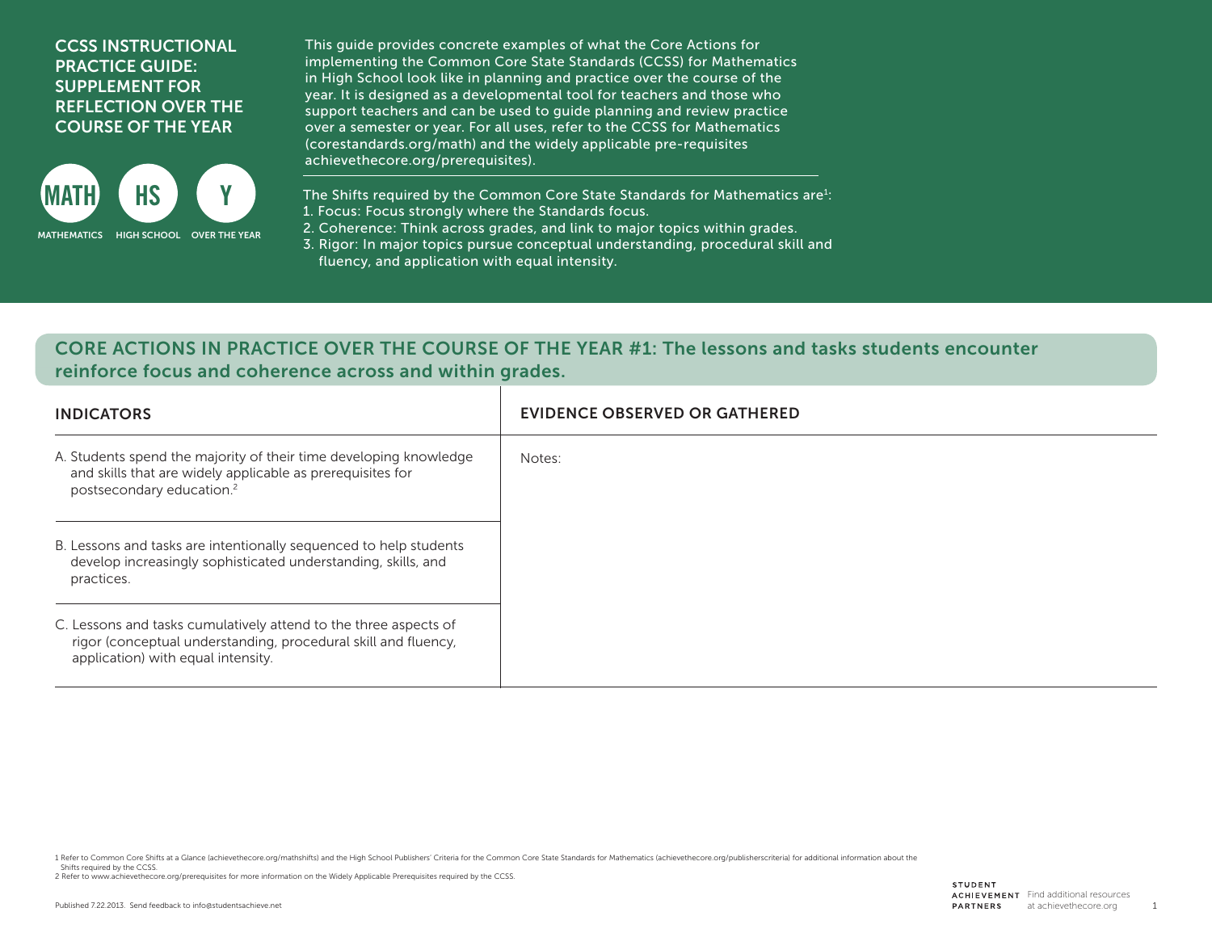# CCSS INSTRUCTIONAL PRACTICE GUIDE: SUPPLEMENT FOR REFLECTION OVER THE COURSE OF THE YEAR

MATH — MATHEMATICS | HS — HIGH SCHOOL | Y — OVER THE YEAR

This guide provides concrete examples of what the Core Actions for implementing the Common Core State Standards (CCSS) for Mathematics in High School look like in planning and practice over the course of the year. It is designed as a developmental tool for teachers and those who support teachers and can be used to guide planning and review practice over a semester or year. For all uses, refer to the CCSS for Mathematics (corestandards.org/math) and the widely applicable pre-requisites achievethecore.org/prerequisites).

The Shifts required by the Common Core State Standards for Mathematics are[1]:

1. Focus: Focus strongly where the Standards focus.
2. Coherence: Think across grades, and link to major topics within grades.
3. Rigor: In major topics pursue conceptual understanding, procedural skill and fluency, and application with equal intensity.

## CORE ACTIONS IN PRACTICE OVER THE COURSE OF THE YEAR #1: The lessons and tasks students encounter reinforce focus and coherence across and within grades.

| INDICATORS | EVIDENCE OBSERVED OR GATHERED |
|---|---|
| A. Students spend the majority of their time developing knowledge and skills that are widely applicable as prerequisites for postsecondary education.[2] | Notes: |
| B. Lessons and tasks are intentionally sequenced to help students develop increasingly sophisticated understanding, skills, and practices. | |
| C. Lessons and tasks cumulatively attend to the three aspects of rigor (conceptual understanding, procedural skill and fluency, application) with equal intensity. | |

1 Refer to Common Core Shifts at a Glance (achievethecore.org/mathshifts) and the High School Publishers' Criteria for the Common Core State Standards for Mathematics (achievethecore.org/publisherscriteria) for additional information about the Shifts required by the CCSS.
2 Refer to www.achievethecore.org/prerequisites for more information on the Widely Applicable Prerequisites required by the CCSS.

Published 7.22.2013. Send feedback to info@studentsachieve.net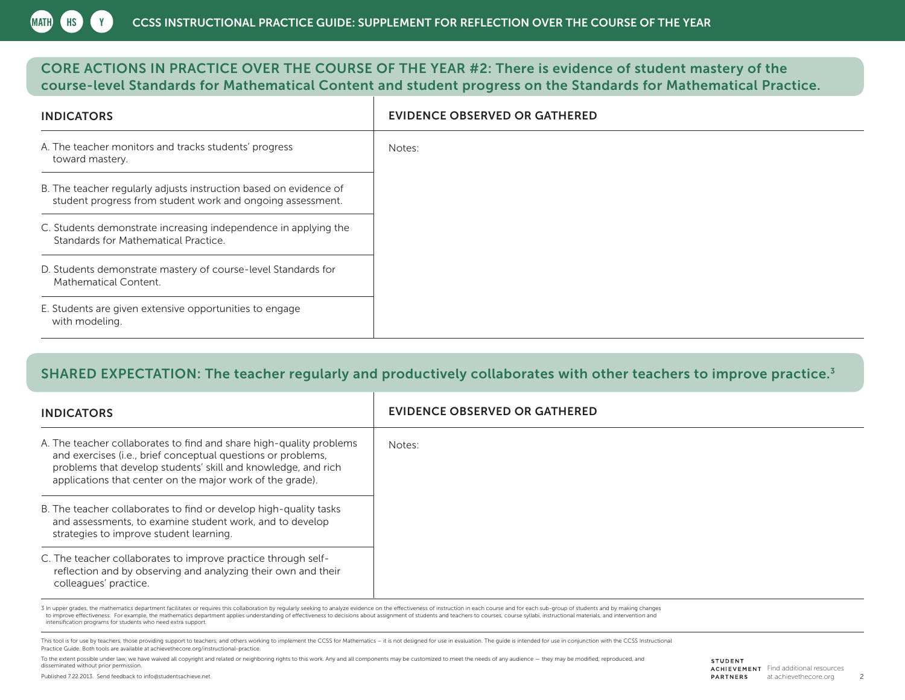## CORE ACTIONS IN PRACTICE OVER THE COURSE OF THE YEAR #2: There is evidence of student mastery of the course-level Standards for Mathematical Content and student progress on the Standards for Mathematical Practice.

| INDICATORS | EVIDENCE OBSERVED OR GATHERED |
|---|---|
| A. The teacher monitors and tracks students' progress toward mastery. | Notes: |
| B. The teacher regularly adjusts instruction based on evidence of student progress from student work and ongoing assessment. | |
| C. Students demonstrate increasing independence in applying the Standards for Mathematical Practice. | |
| D. Students demonstrate mastery of course-level Standards for Mathematical Content. | |
| E. Students are given extensive opportunities to engage with modeling. | |

## SHARED EXPECTATION: The teacher regularly and productively collaborates with other teachers to improve practice.[3]

| INDICATORS | EVIDENCE OBSERVED OR GATHERED |
|---|---|
| A. The teacher collaborates to find and share high-quality problems and exercises (i.e., brief conceptual questions or problems, problems that develop students' skill and knowledge, and rich applications that center on the major work of the grade). | Notes: |
| B. The teacher collaborates to find or develop high-quality tasks and assessments, to examine student work, and to develop strategies to improve student learning. | |
| C. The teacher collaborates to improve practice through self-reflection and by observing and analyzing their own and their colleagues' practice. | |

3 In upper grades, the mathematics department facilitates or requires this collaboration by regularly seeking to analyze evidence on the effectiveness of instruction in each course and for each sub-group of students and by making changes to improve effectiveness. For example, the mathematics department applies understanding of effectiveness to decisions about assignment of students and teachers to courses, course syllabi, instructional materials, and intervention and intensification programs for students who need extra support.

This tool is for use by teachers, those providing support to teachers, and others working to implement the CCSS for Mathematics – it is not designed for use in evaluation. The guide is intended for use in conjunction with the CCSS Instructional Practice Guide. Both tools are available at achievethecore.org/instructional-practice.

To the extent possible under law, we have waived all copyright and related or neighboring rights to this work. Any and all components may be customized to meet the needs of any audience — they may be modified, reproduced, and disseminated without prior permission.

Published 7.22.2013. Send feedback to info@studentsachieve.net

STUDENT ACHIEVEMENT PARTNERS Find additional resources at achievethecore.org